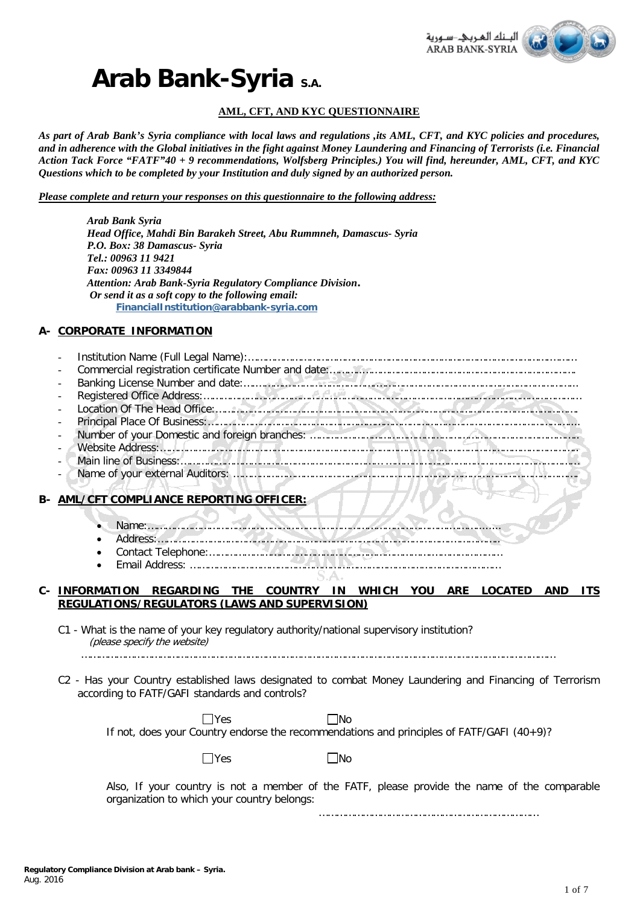البنك العربي-سورية
ARAB BANK-SYRIA

# Arab Bank-Syria S.A.

## AML, CFT, AND KYC QUESTIONNAIRE

***As part of Arab Bank's Syria compliance with local laws and regulations ,its AML, CFT, and KYC policies and procedures, and in adherence with the Global initiatives in the fight against Money Laundering and Financing of Terrorists (i.e. Financial Action Tack Force "FATF"40 + 9 recommendations, Wolfsberg Principles.) You will find, hereunder, AML, CFT, and KYC Questions which to be completed by your Institution and duly signed by an authorized person.***

***Please complete and return your responses on this questionnaire to the following address:***

> ***Arab Bank Syria***
> ***Head Office, Mahdi Bin Barakeh Street, Abu Rummneh, Damascus- Syria***
> ***P.O. Box: 38 Damascus- Syria***
> ***Tel.: 00963 11 9421***
> ***Fax: 00963 11 3349844***
> ***Attention: Arab Bank-Syria Regulatory Compliance Division.***
> ***Or send it as a soft copy to the following email:***
> **FinancialInstitution@arabbank-syria.com**

## A- CORPORATE INFORMATION

- Institution Name (Full Legal Name):…………………………………………………………………………………
- Commercial registration certificate Number and date:……………………………………………………………
- Banking License Number and date:……………………………………………………………………………………
- Registered Office Address:………………………………………………………………………………………………
- Location Of The Head Office:……………………………………………………………………………………………
- Principal Place Of Business:………………………………………………………………………………………………
- Number of your Domestic and foreign branches: ……………………………………………………………………
- Website Address:………………………………………………………………………………………………………………
- Main line of Business:…………………………………………………………………………………………………………
- Name of your external Auditors: ……………………………………………………………………………………………

## B- AML/CFT COMPLIANCE REPORTING OFFICER:

- Name:……………………………………………………………………………………………
- Address:…………………………………………………………………………………………
- Contact Telephone:………………………………………………………………………………
- Email Address: ……………………………………………………………………………………

## C- INFORMATION REGARDING THE COUNTRY IN WHICH YOU ARE LOCATED AND ITS REGULATIONS/REGULATORS (LAWS AND SUPERVISION)

C1 - What is the name of your key regulatory authority/national supervisory institution?
*(please specify the website)*

……………………………………………………………………………………………………………………

C2 - Has your Country established laws designated to combat Money Laundering and Financing of Terrorism according to FATF/GAFI standards and controls?

☐Yes ☐No

If not, does your Country endorse the recommendations and principles of FATF/GAFI (40+9)?

☐Yes ☐No

Also, If your country is not a member of the FATF, please provide the name of the comparable organization to which your country belongs:

……………………………………………………………

**Regulatory Compliance Division at Arab bank – Syria.**
Aug. 2016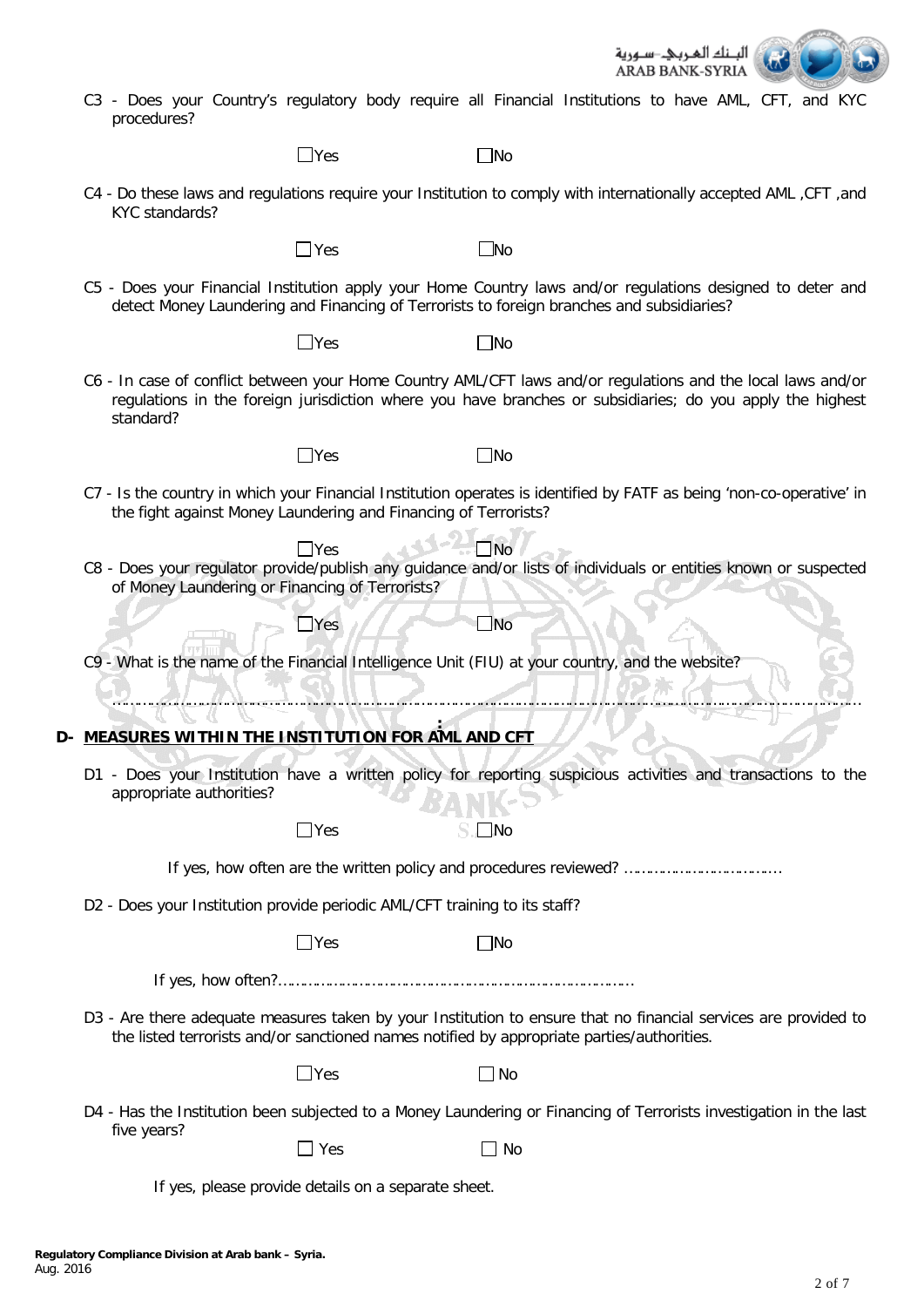C3 - Does your Country's regulatory body require all Financial Institutions to have AML, CFT, and KYC procedures?

☐Yes ☐No

C4 - Do these laws and regulations require your Institution to comply with internationally accepted AML ,CFT ,and KYC standards?

☐Yes ☐No

C5 - Does your Financial Institution apply your Home Country laws and/or regulations designed to deter and detect Money Laundering and Financing of Terrorists to foreign branches and subsidiaries?

☐Yes ☐No

C6 - In case of conflict between your Home Country AML/CFT laws and/or regulations and the local laws and/or regulations in the foreign jurisdiction where you have branches or subsidiaries; do you apply the highest standard?

☐Yes ☐No

C7 - Is the country in which your Financial Institution operates is identified by FATF as being 'non-co-operative' in the fight against Money Laundering and Financing of Terrorists?

☐Yes ☐No

C8 - Does your regulator provide/publish any guidance and/or lists of individuals or entities known or suspected of Money Laundering or Financing of Terrorists?

☐Yes ☐No

C9 - What is the name of the Financial Intelligence Unit (FIU) at your country, and the website?

……………………………………………………………………………………………………………………………………

## D- MEASURES WITHIN THE INSTITUTION FOR AML AND CFT

D1 - Does your Institution have a written policy for reporting suspicious activities and transactions to the appropriate authorities?

☐Yes ☐No

If yes, how often are the written policy and procedures reviewed? ………………………………

D2 - Does your Institution provide periodic AML/CFT training to its staff?

☐Yes ☐No

If yes, how often?………………………………………………………………………

D3 - Are there adequate measures taken by your Institution to ensure that no financial services are provided to the listed terrorists and/or sanctioned names notified by appropriate parties/authorities.

☐Yes ☐ No

D4 - Has the Institution been subjected to a Money Laundering or Financing of Terrorists investigation in the last five years?

☐ Yes ☐ No

If yes, please provide details on a separate sheet.

**Regulatory Compliance Division at Arab bank – Syria.**
Aug. 2016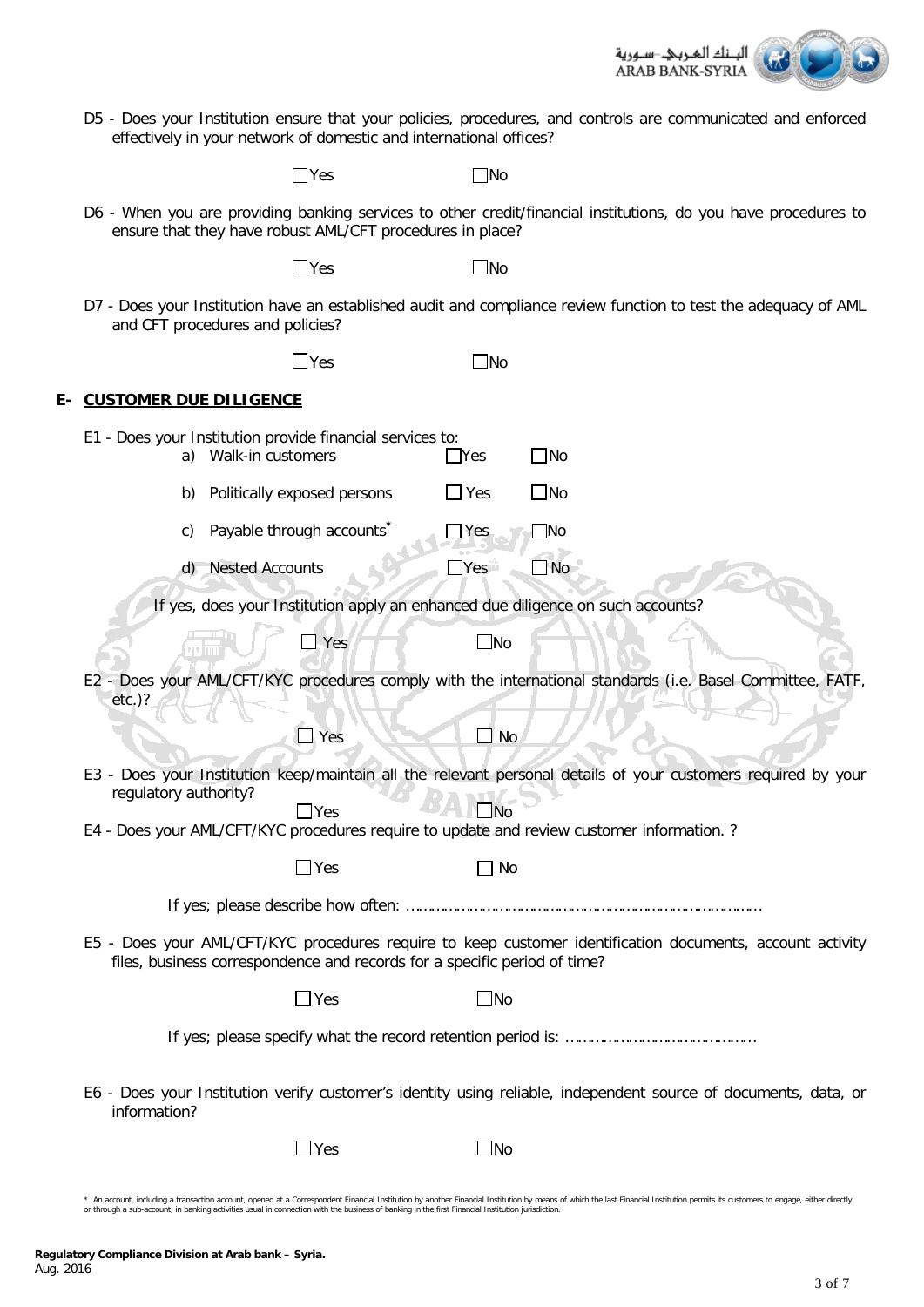D5 - Does your Institution ensure that your policies, procedures, and controls are communicated and enforced effectively in your network of domestic and international offices?

☐Yes ☐No

D6 - When you are providing banking services to other credit/financial institutions, do you have procedures to ensure that they have robust AML/CFT procedures in place?

☐Yes ☐No

D7 - Does your Institution have an established audit and compliance review function to test the adequacy of AML and CFT procedures and policies?

☐Yes ☐No

## E- CUSTOMER DUE DILIGENCE

E1 - Does your Institution provide financial services to:

a) Walk-in customers ☐Yes ☐No

b) Politically exposed persons ☐ Yes ☐No

c) Payable through accounts* ☐Yes ☐No

d) Nested Accounts ☐Yes ☐ No

If yes, does your Institution apply an enhanced due diligence on such accounts?

☐ Yes ☐No

E2 - Does your AML/CFT/KYC procedures comply with the international standards (i.e. Basel Committee, FATF, etc.)?

☐ Yes ☐ No

E3 - Does your Institution keep/maintain all the relevant personal details of your customers required by your regulatory authority?

☐Yes ☐No

E4 - Does your AML/CFT/KYC procedures require to update and review customer information. ?

☐Yes ☐ No

If yes; please describe how often: ……………………………………………………………………

E5 - Does your AML/CFT/KYC procedures require to keep customer identification documents, account activity files, business correspondence and records for a specific period of time?

☐Yes ☐No

If yes; please specify what the record retention period is: ……………………………………

E6 - Does your Institution verify customer's identity using reliable, independent source of documents, data, or information?

☐Yes ☐No

\* An account, including a transaction account, opened at a Correspondent Financial Institution by another Financial Institution by means of which the last Financial Institution permits its customers to engage, either directly or through a sub-account, in banking activities usual in connection with the business of banking in the first Financial Institution jurisdiction.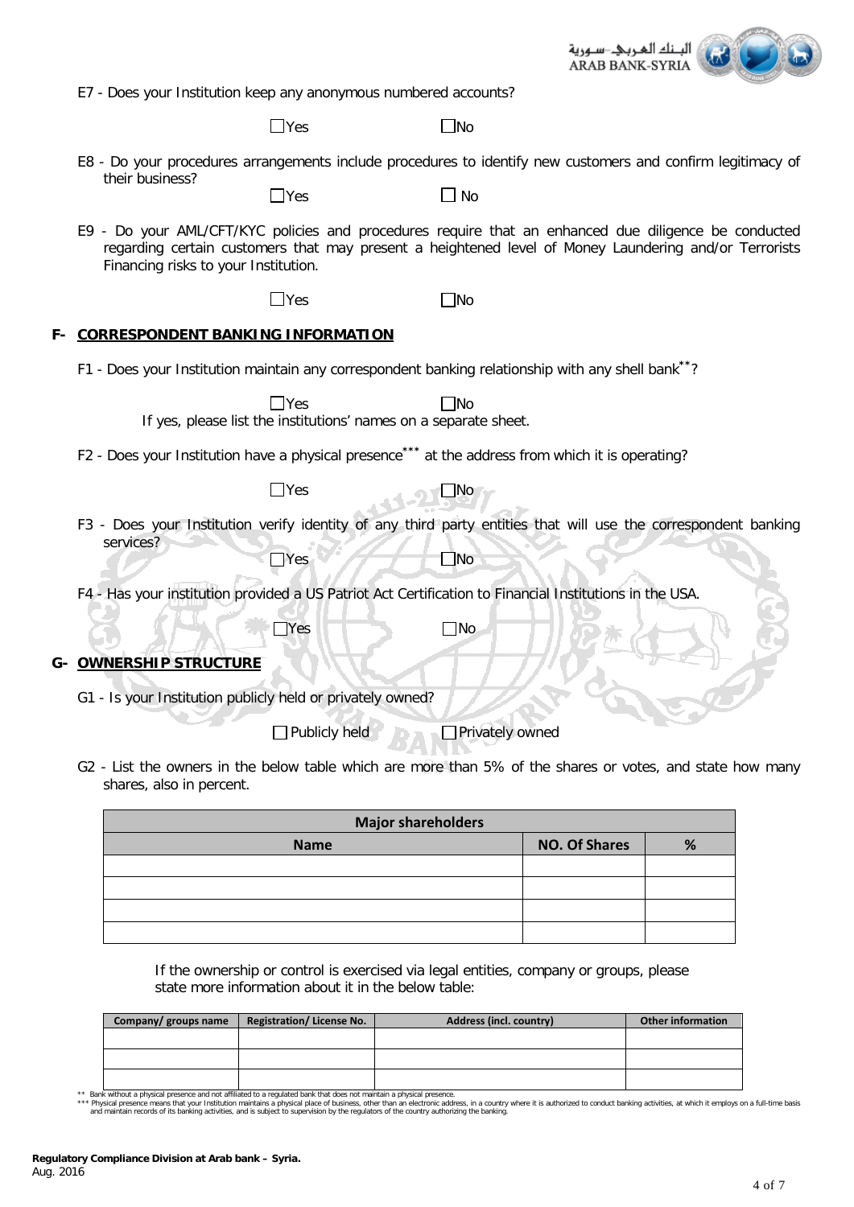E7 - Does your Institution keep any anonymous numbered accounts?

☐Yes ☐No

E8 - Do your procedures arrangements include procedures to identify new customers and confirm legitimacy of their business?

☐Yes ☐ No

E9 - Do your AML/CFT/KYC policies and procedures require that an enhanced due diligence be conducted regarding certain customers that may present a heightened level of Money Laundering and/or Terrorists Financing risks to your Institution.

☐Yes ☐No

## F- CORRESPONDENT BANKING INFORMATION

F1 - Does your Institution maintain any correspondent banking relationship with any shell bank**?

☐Yes ☐No

If yes, please list the institutions' names on a separate sheet.

F2 - Does your Institution have a physical presence*** at the address from which it is operating?

☐Yes ☐No

F3 - Does your Institution verify identity of any third party entities that will use the correspondent banking services?

☐Yes ☐No

F4 - Has your institution provided a US Patriot Act Certification to Financial Institutions in the USA.

☐Yes ☐No

## G- OWNERSHIP STRUCTURE

G1 - Is your Institution publicly held or privately owned?

☐ Publicly held ☐ Privately owned

G2 - List the owners in the below table which are more than 5% of the shares or votes, and state how many shares, also in percent.

| Major shareholders | | |
|---|---|---|
| **Name** | **NO. Of Shares** | **%** |
| | | |
| | | |
| | | |
| | | |

If the ownership or control is exercised via legal entities, company or groups, please state more information about it in the below table:

| Company/ groups name | Registration/ License No. | Address (incl. country) | Other information |
|---|---|---|---|
| | | | |
| | | | |
| | | | |

** Bank without a physical presence and not affiliated to a regulated bank that does not maintain a physical presence.
*** Physical presence means that your Institution maintains a physical place of business, other than an electronic address, in a country where it is authorized to conduct banking activities, at which it employs on a full-time basis and maintain records of its banking activities, and is subject to supervision by the regulators of the country authorizing the banking.

**Regulatory Compliance Division at Arab bank – Syria.**
Aug. 2016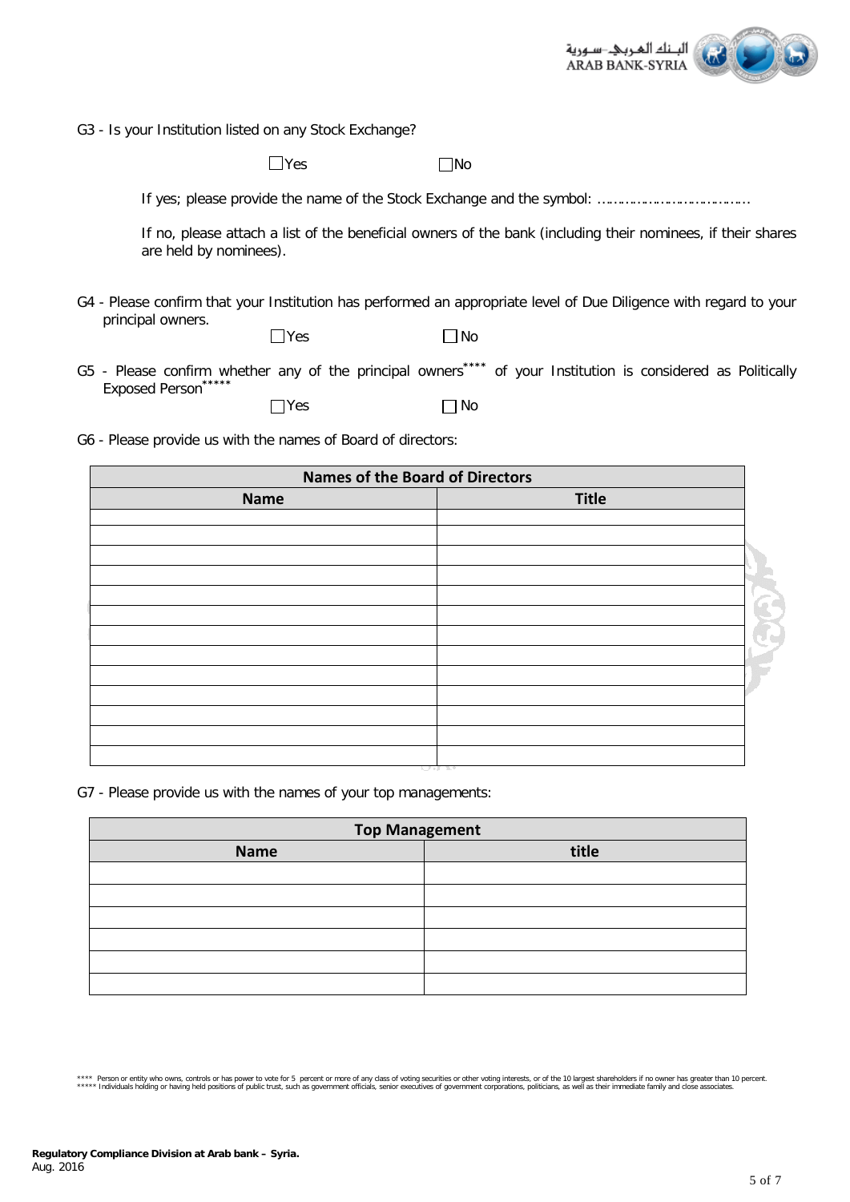G3 - Is your Institution listed on any Stock Exchange?

☐Yes ☐No

If yes; please provide the name of the Stock Exchange and the symbol: ………………………………

If no, please attach a list of the beneficial owners of the bank (including their nominees, if their shares are held by nominees).

G4 - Please confirm that your Institution has performed an appropriate level of Due Diligence with regard to your principal owners.

☐Yes ☐No

G5 - Please confirm whether any of the principal owners**** of your Institution is considered as Politically Exposed Person*****

☐Yes ☐No

G6 - Please provide us with the names of Board of directors:

| Names of the Board of Directors | |
|---|---|
| **Name** | **Title** |
| | |
| | |
| | |
| | |
| | |
| | |
| | |
| | |
| | |
| | |
| | |
| | |
| | |

G7 - Please provide us with the names of your top managements:

| Top Management | |
|---|---|
| **Name** | **title** |
| | |
| | |
| | |
| | |
| | |
| | |

**** Person or entity who owns, controls or has power to vote for 5 percent or more of any class of voting securities or other voting interests, or of the 10 largest shareholders if no owner has greater than 10 percent.
***** Individuals holding or having held positions of public trust, such as government officials, senior executives of government corporations, politicians, as well as their immediate family and close associates.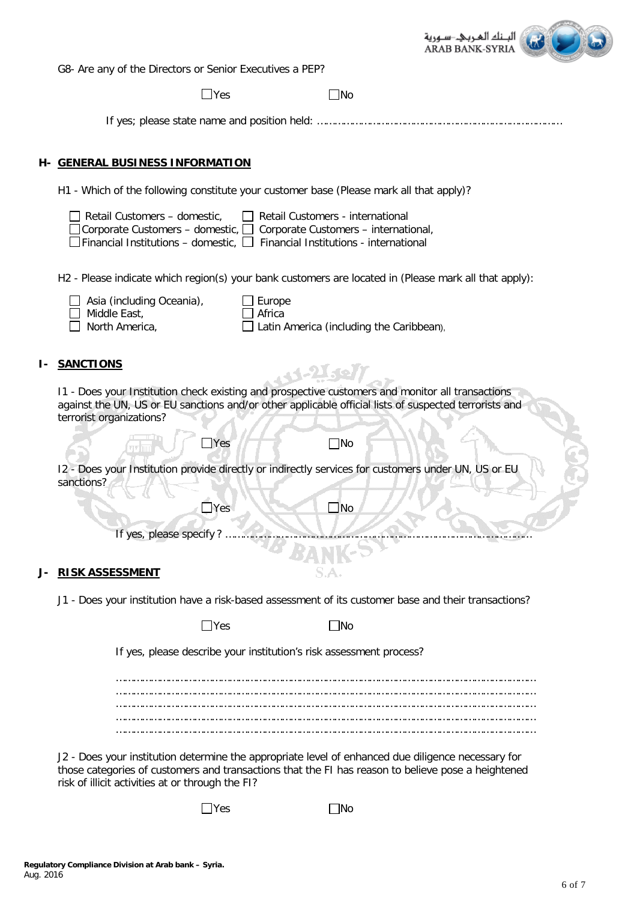G8- Are any of the Directors or Senior Executives a PEP?

☐Yes ☐No

If yes; please state name and position held: ………………………………………………………………………

## H- GENERAL BUSINESS INFORMATION

H1 - Which of the following constitute your customer base (Please mark all that apply)?

☐ Retail Customers – domestic, ☐ Retail Customers - international
☐ Corporate Customers – domestic, ☐ Corporate Customers – international,
☐ Financial Institutions – domestic, ☐ Financial Institutions - international

H2 - Please indicate which region(s) your bank customers are located in (Please mark all that apply):

☐ Asia (including Oceania), ☐ Europe
☐ Middle East, ☐ Africa
☐ North America, ☐ Latin America (including the Caribbean),

## I- SANCTIONS

I1 - Does your Institution check existing and prospective customers and monitor all transactions against the UN, US or EU sanctions and/or other applicable official lists of suspected terrorists and terrorist organizations?

☐Yes ☐No

I2 - Does your Institution provide directly or indirectly services for customers under UN, US or EU sanctions?

☐Yes ☐No

If yes, please specify ? ………………………………………………………………………………………

## J- RISK ASSESSMENT

J1 - Does your institution have a risk-based assessment of its customer base and their transactions?

☐Yes ☐No

If yes, please describe your institution's risk assessment process?

……………………………………………………………………………………………………………
……………………………………………………………………………………………………………
……………………………………………………………………………………………………………
……………………………………………………………………………………………………………
……………………………………………………………………………………………………………

J2 - Does your institution determine the appropriate level of enhanced due diligence necessary for those categories of customers and transactions that the FI has reason to believe pose a heightened risk of illicit activities at or through the FI?

☐Yes ☐No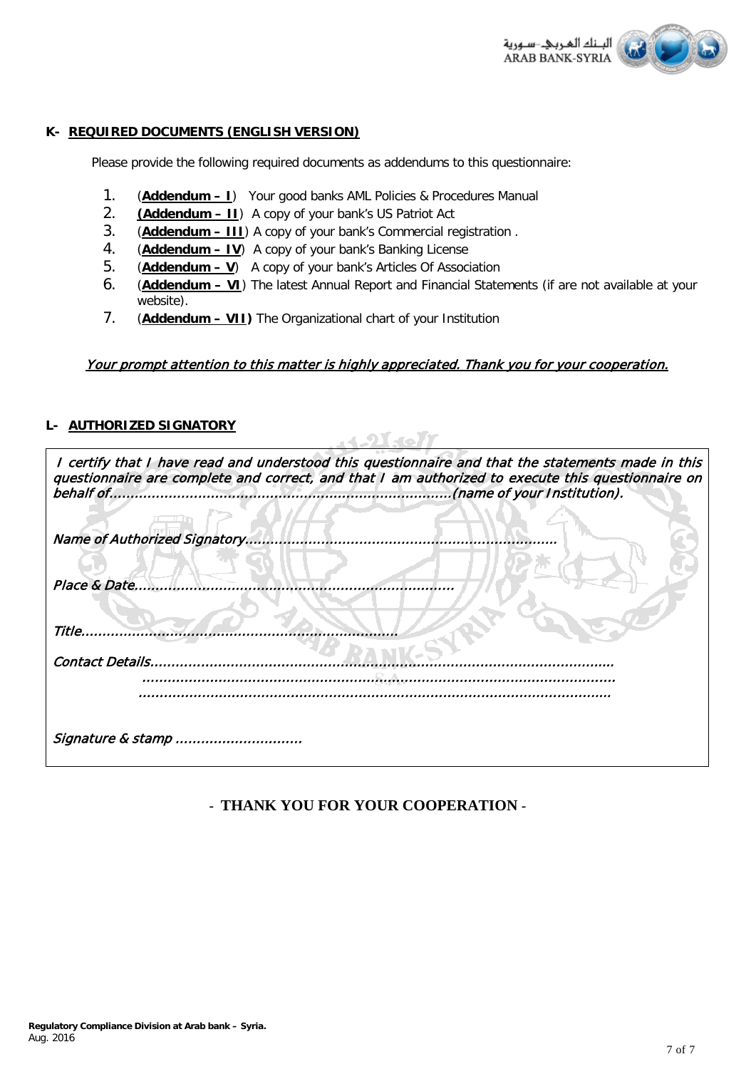## K- REQUIRED DOCUMENTS (ENGLISH VERSION)

Please provide the following required documents as addendums to this questionnaire:

1. (**Addendum – I**) Your good banks AML Policies & Procedures Manual
2. **(Addendum – II**) A copy of your bank's US Patriot Act
3. (**Addendum – III**) A copy of your bank's Commercial registration .
4. (**Addendum – IV**) A copy of your bank's Banking License
5. (**Addendum – V**) A copy of your bank's Articles Of Association
6. (**Addendum – VI**) The latest Annual Report and Financial Statements (if are not available at your website).
7. (**Addendum – VII)** The Organizational chart of your Institution

*Your prompt attention to this matter is highly appreciated. Thank you for your cooperation.*

## L- AUTHORIZED SIGNATORY

*I certify that I have read and understood this questionnaire and that the statements made in this questionnaire are complete and correct, and that I am authorized to execute this questionnaire on behalf of.................................................................................(name of your Institution).*

*Name of Authorized Signatory*.........................................................................

*Place & Date*.........................................................................

*Title*.........................................................................

*Contact Details*.........................................................................................................
.........................................................................................................
.........................................................................................................

*Signature & stamp* ..............................

**- THANK YOU FOR YOUR COOPERATION -**

**Regulatory Compliance Division at Arab bank – Syria.**
Aug. 2016